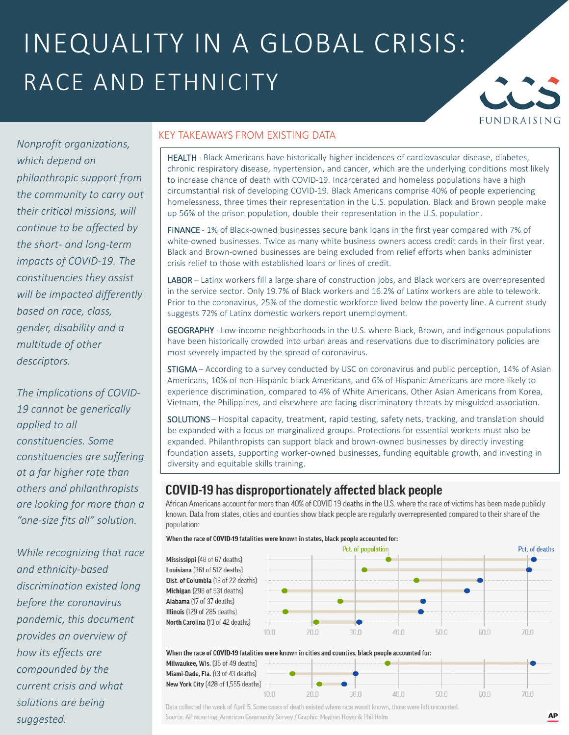# INEQUALITY IN A GLOBAL CRISIS: RACE AND ETHNICITY

FUNDRAISING

*Nonprofit organizations, which depend on philanthropic support from the community to carry out their critical missions, will continue to be affected by the short- and long-term impacts of COVID-19. The constituencies they assist will be impacted differently based on race, class, gender, disability and a multitude of other descriptors.*

*The implications of COVID-19 cannot be generically applied to all constituencies. Some constituencies are suffering at a far higher rate than others and philanthropists are looking for more than a "one-size fits all" solution.*

*While recognizing that race and ethnicity-based discrimination existed long before the coronavirus pandemic, this document provides an overview of how its effects are compounded by the current crisis and what solutions are being suggested.*

## KEY TAKEAWAYS FROM EXISTING DATA

HEALTH - Black Americans have historically higher incidences of cardiovascular disease, diabetes, chronic respiratory disease, hypertension, and cancer, which are the underlying conditions most likely to increase chance of death with COVID-19. Incarcerated and homeless populations have a high circumstantial risk of developing COVID-19. Black Americans comprise 40% of people experiencing homelessness, three times their representation in the U.S. population. Black and Brown people make up 56% of the prison population, double their representation in the U.S. population.

FINANCE - 1% of Black-owned businesses secure bank loans in the first year compared with 7% of white-owned businesses. Twice as many white business owners access credit cards in their first year. Black and Brown-owned businesses are being excluded from relief efforts when banks administer crisis relief to those with established loans or lines of credit.

LABOR – Latinx workers fill a large share of construction jobs, and Black workers are overrepresented in the service sector. Only 19.7% of Black workers and 16.2% of Latinx workers are able to telework. Prior to the coronavirus, 25% of the domestic workforce lived below the poverty line. A current study suggests 72% of Latinx domestic workers report unemployment.

GEOGRAPHY - Low-income neighborhoods in the U.S. where Black, Brown, and indigenous populations have been historically crowded into urban areas and reservations due to discriminatory policies are most severely impacted by the spread of coronavirus.

STIGMA – According to a survey conducted by USC on coronavirus and public perception, 14% of Asian Americans, 10% of non-Hispanic black Americans, and 6% of Hispanic Americans are more likely to experience discrimination, compared to 4% of White Americans. Other Asian Americans from Korea, Vietnam, the Philippines, and elsewhere are facing discriminatory threats by misguided association.

SOLUTIONS – Hospital capacity, treatment, rapid testing, safety nets, tracking, and translation should be expanded with a focus on marginalized groups. Protections for essential workers must also be expanded. Philanthropists can support black and brown-owned businesses by directly investing foundation assets, supporting worker-owned businesses, funding equitable growth, and investing in diversity and equitable skills training.

## COVID-19 has disproportionately affected black people

African Americans account for more than 40% of COVID-19 deaths in the U.S. where the race of victims has been made publicly known. Data from states, cities and counties show black people are regularly overrepresented compared to their share of the population:

**When the race of COVID-19 fatalities were known in states, black people accounted for:**

| Location | Pct. of population | Pct. of deaths |
|---|---|---|
| **Mississippi** (48 of 67 deaths) | ~38 | ~72 |
| **Louisiana** (361 of 512 deaths) | ~32 | ~71 |
| **Dist. of Columbia** (13 of 22 deaths) | ~44 | ~59 |
| **Michigan** (298 of 531 deaths) | ~14 | ~56 |
| **Alabama** (17 of 37 deaths) | ~27 | ~46 |
| **Illinois** (129 of 285 deaths) | ~14 | ~45 |
| **North Carolina** (13 of 42 deaths) | ~21 | ~31 |

**When the race of COVID-19 fatalities were known in cities and counties, black people accounted for:**

| Location | Pct. of population | Pct. of deaths |
|---|---|---|
| **Milwaukee, Wis.** (35 of 49 deaths) | ~38 | ~71 |
| **Miami-Dade, Fla.** (13 of 43 deaths) | ~15 | ~30 |
| **New York City** (428 of 1,555 deaths) | ~22 | ~28 |

Data collected the week of April 5. Some cases of death existed where race wasn't known, those were left uncounted.
Source: AP reporting; American Community Survey / Graphic: Meghan Hoyer & Phil Holm

AP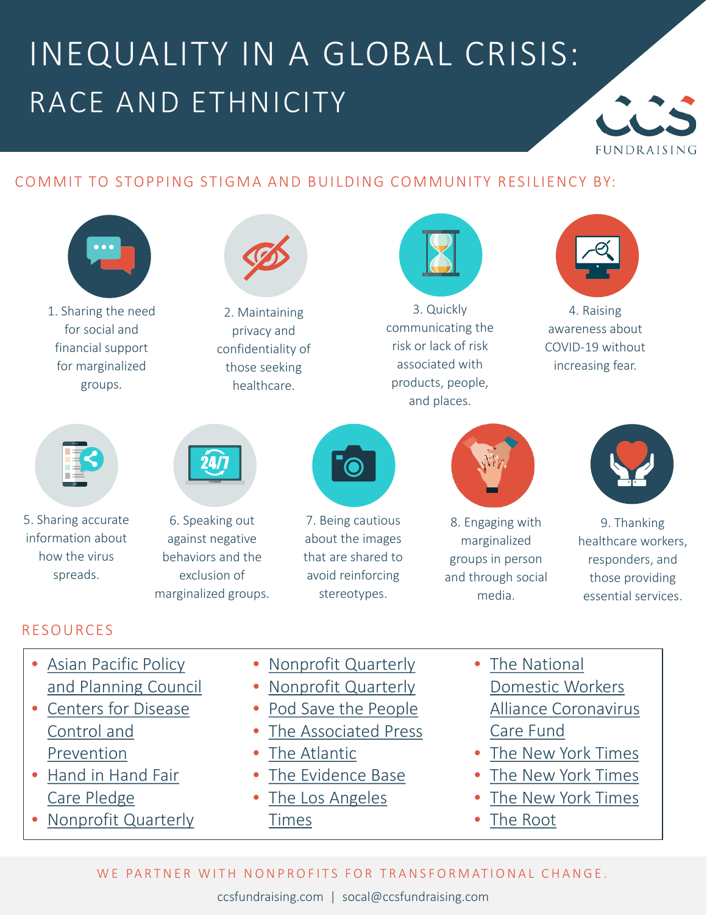# INEQUALITY IN A GLOBAL CRISIS: RACE AND ETHNICITY

CCS FUNDRAISING

## COMMIT TO STOPPING STIGMA AND BUILDING COMMUNITY RESILIENCY BY:

1. Sharing the need for social and financial support for marginalized groups.
2. Maintaining privacy and confidentiality of those seeking healthcare.
3. Quickly communicating the risk or lack of risk associated with products, people, and places.
4. Raising awareness about COVID-19 without increasing fear.
5. Sharing accurate information about how the virus spreads.
6. Speaking out against negative behaviors and the exclusion of marginalized groups.
7. Being cautious about the images that are shared to avoid reinforcing stereotypes.
8. Engaging with marginalized groups in person and through social media.
9. Thanking healthcare workers, responders, and those providing essential services.

## RESOURCES

- Asian Pacific Policy and Planning Council
- Centers for Disease Control and Prevention
- Hand in Hand Fair Care Pledge
- Nonprofit Quarterly
- Nonprofit Quarterly
- Nonprofit Quarterly
- Pod Save the People
- The Associated Press
- The Atlantic
- The Evidence Base
- The Los Angeles Times
- The National Domestic Workers Alliance Coronavirus Care Fund
- The New York Times
- The New York Times
- The New York Times
- The Root

WE PARTNER WITH NONPROFITS FOR TRANSFORMATIONAL CHANGE.

ccsfundraising.com | socal@ccsfundraising.com